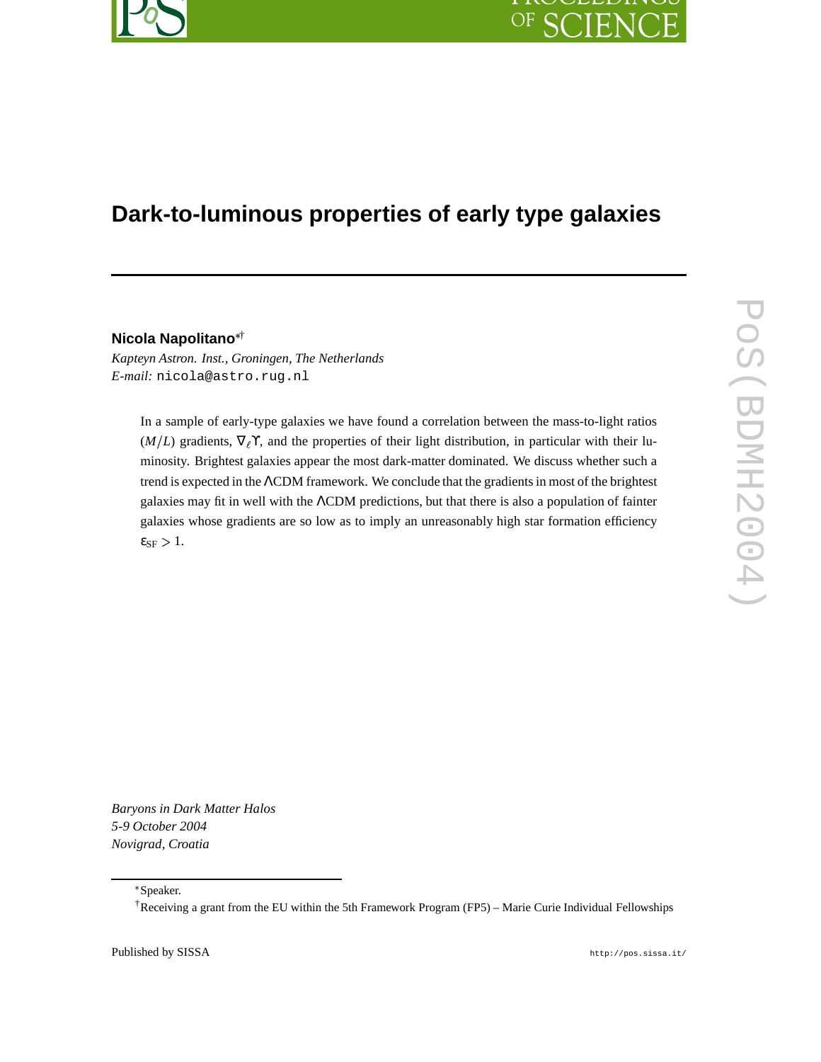# Dark-to-luminous properties of early type galaxies

**Nicola Napolitano**[*†]

*Kapteyn Astron. Inst., Groningen, The Netherlands*
*E-mail:* nicola@astro.rug.nl

In a sample of early-type galaxies we have found a correlation between the mass-to-light ratios ($M/L$) gradients, $\nabla_{\ell}\Upsilon$, and the properties of their light distribution, in particular with their luminosity. Brightest galaxies appear the most dark-matter dominated. We discuss whether such a trend is expected in the ΛCDM framework. We conclude that the gradients in most of the brightest galaxies may fit in well with the ΛCDM predictions, but that there is also a population of fainter galaxies whose gradients are so low as to imply an unreasonably high star formation efficiency $\varepsilon_{\rm SF} > 1$.

*Baryons in Dark Matter Halos*
*5-9 October 2004*
*Novigrad, Croatia*

---

[*]Speaker.

[†]Receiving a grant from the EU within the 5th Framework Program (FP5) – Marie Curie Individual Fellowships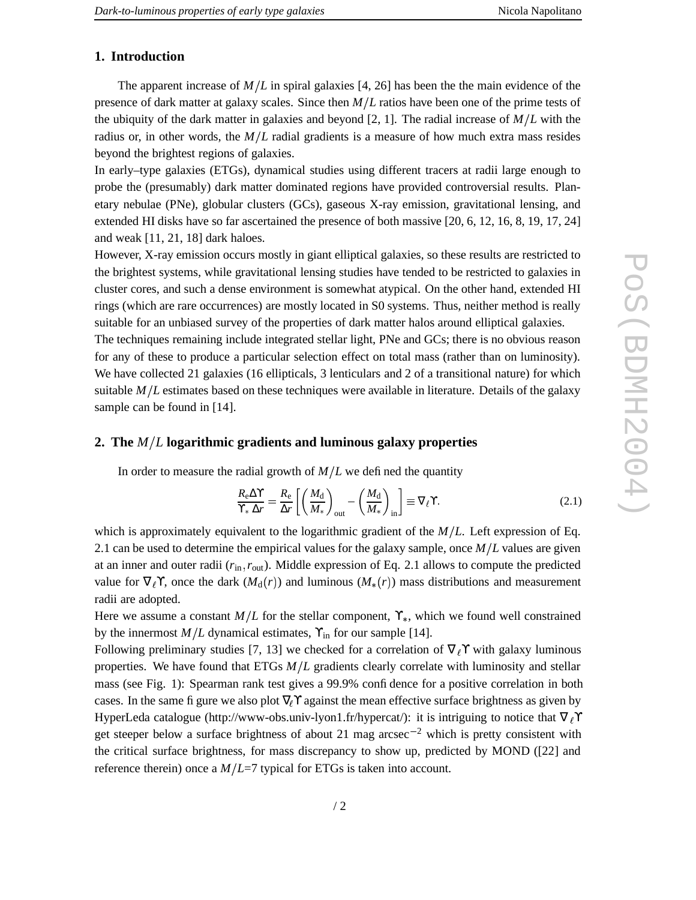## 1. Introduction

The apparent increase of $M/L$ in spiral galaxies [4, 26] has been the the main evidence of the presence of dark matter at galaxy scales. Since then $M/L$ ratios have been one of the prime tests of the ubiquity of the dark matter in galaxies and beyond [2, 1]. The radial increase of $M/L$ with the radius or, in other words, the $M/L$ radial gradients is a measure of how much extra mass resides beyond the brightest regions of galaxies.

In early–type galaxies (ETGs), dynamical studies using different tracers at radii large enough to probe the (presumably) dark matter dominated regions have provided controversial results. Planetary nebulae (PNe), globular clusters (GCs), gaseous X-ray emission, gravitational lensing, and extended HI disks have so far ascertained the presence of both massive [20, 6, 12, 16, 8, 19, 17, 24] and weak [11, 21, 18] dark haloes.

However, X-ray emission occurs mostly in giant elliptical galaxies, so these results are restricted to the brightest systems, while gravitational lensing studies have tended to be restricted to galaxies in cluster cores, and such a dense environment is somewhat atypical. On the other hand, extended HI rings (which are rare occurrences) are mostly located in S0 systems. Thus, neither method is really suitable for an unbiased survey of the properties of dark matter halos around elliptical galaxies.

The techniques remaining include integrated stellar light, PNe and GCs; there is no obvious reason for any of these to produce a particular selection effect on total mass (rather than on luminosity). We have collected 21 galaxies (16 ellipticals, 3 lenticulars and 2 of a transitional nature) for which suitable $M/L$ estimates based on these techniques were available in literature. Details of the galaxy sample can be found in [14].

## 2. The $M/L$ logarithmic gradients and luminous galaxy properties

In order to measure the radial growth of $M/L$ we defined the quantity

$$\frac{R_{\rm e}\Delta\Upsilon}{\Upsilon_{*}\,\Delta r} = \frac{R_{\rm e}}{\Delta r}\left[\left(\frac{M_{\rm d}}{M_{*}}\right)_{\rm out} - \left(\frac{M_{\rm d}}{M_{*}}\right)_{\rm in}\right] \equiv \nabla_{\ell}\Upsilon. \tag{2.1}$$

which is approximately equivalent to the logarithmic gradient of the $M/L$. Left expression of Eq. 2.1 can be used to determine the empirical values for the galaxy sample, once $M/L$ values are given at an inner and outer radii ($r_{\rm in}, r_{\rm out}$). Middle expression of Eq. 2.1 allows to compute the predicted value for $\nabla_{\ell}\Upsilon$, once the dark ($M_{\rm d}(r)$) and luminous ($M_{*}(r)$) mass distributions and measurement radii are adopted.

Here we assume a constant $M/L$ for the stellar component, $\Upsilon_{*}$, which we found well constrained by the innermost $M/L$ dynamical estimates, $\Upsilon_{\rm in}$ for our sample [14].

Following preliminary studies [7, 13] we checked for a correlation of $\nabla_{\ell}\Upsilon$ with galaxy luminous properties. We have found that ETGs $M/L$ gradients clearly correlate with luminosity and stellar mass (see Fig. 1): Spearman rank test gives a 99.9% confidence for a positive correlation in both cases. In the same figure we also plot $\nabla_{\ell}\Upsilon$ against the mean effective surface brightness as given by HyperLeda catalogue (http://www-obs.univ-lyon1.fr/hypercat/): it is intriguing to notice that $\nabla_{\ell}\Upsilon$ get steeper below a surface brightness of about 21 mag arcsec$^{-2}$ which is pretty consistent with the critical surface brightness, for mass discrepancy to show up, predicted by MOND ([22] and reference therein) once a $M/L$=7 typical for ETGs is taken into account.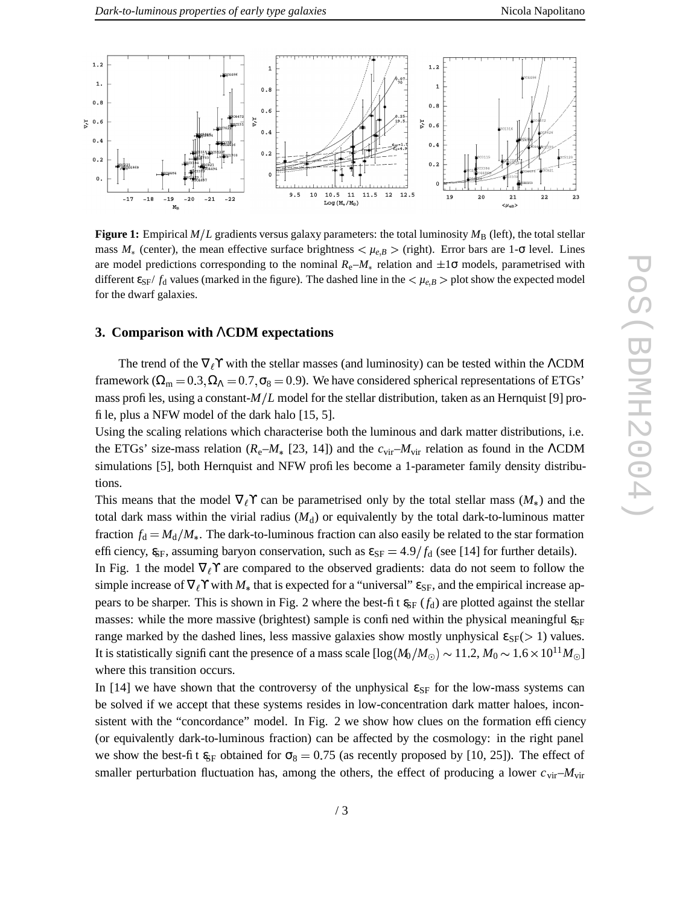**Figure 1:** Empirical $M/L$ gradients versus galaxy parameters: the total luminosity $M_B$ (left), the total stellar mass $M_*$ (center), the mean effective surface brightness $<\mu_{e,B}>$ (right). Error bars are 1-$\sigma$ level. Lines are model predictions corresponding to the nominal $R_e$–$M_*$ relation and $\pm 1\sigma$ models, parametrised with different $\varepsilon_{SF}$/ $f_d$ values (marked in the figure). The dashed line in the $<\mu_{e,B}>$ plot show the expected model for the dwarf galaxies.

## 3. Comparison with ΛCDM expectations

The trend of the $\nabla_\ell \Upsilon$ with the stellar masses (and luminosity) can be tested within the ΛCDM framework ($\Omega_m = 0.3, \Omega_\Lambda = 0.7, \sigma_8 = 0.9$). We have considered spherical representations of ETGs' mass profiles, using a constant-$M/L$ model for the stellar distribution, taken as an Hernquist [9] profile, plus a NFW model of the dark halo [15, 5].

Using the scaling relations which characterise both the luminous and dark matter distributions, i.e. the ETGs' size-mass relation ($R_e$–$M_*$ [23, 14]) and the $c_{vir}$–$M_{vir}$ relation as found in the ΛCDM simulations [5], both Hernquist and NFW profiles become a 1-parameter family density distributions.

This means that the model $\nabla_\ell \Upsilon$ can be parametrised only by the total stellar mass ($M_*$) and the total dark mass within the virial radius ($M_d$) or equivalently by the total dark-to-luminous matter fraction $f_d = M_d/M_*$. The dark-to-luminous fraction can also easily be related to the star formation efficiency, $\varepsilon_{SF}$, assuming baryon conservation, such as $\varepsilon_{SF} = 4.9/f_d$ (see [14] for further details).

In Fig. 1 the model $\nabla_\ell \Upsilon$ are compared to the observed gradients: data do not seem to follow the simple increase of $\nabla_\ell \Upsilon$ with $M_*$ that is expected for a "universal" $\varepsilon_{SF}$, and the empirical increase appears to be sharper. This is shown in Fig. 2 where the best-fit $\varepsilon_{SF}$ ($f_d$) are plotted against the stellar masses: while the more massive (brightest) sample is confined within the physical meaningful $\varepsilon_{SF}$ range marked by the dashed lines, less massive galaxies show mostly unphysical $\varepsilon_{SF}(> 1)$ values. It is statistically significant the presence of a mass scale [$\log(M_0/M_\odot) \sim 11.2$, $M_0 \sim 1.6 \times 10^{11} M_\odot$] where this transition occurs.

In [14] we have shown that the controversy of the unphysical $\varepsilon_{SF}$ for the low-mass systems can be solved if we accept that these systems resides in low-concentration dark matter haloes, inconsistent with the "concordance" model. In Fig. 2 we show how clues on the formation efficiency (or equivalently dark-to-luminous fraction) can be affected by the cosmology: in the right panel we show the best-fit $\varepsilon_{SF}$ obtained for $\sigma_8 = 0.75$ (as recently proposed by [10, 25]). The effect of smaller perturbation fluctuation has, among the others, the effect of producing a lower $c_{vir}$–$M_{vir}$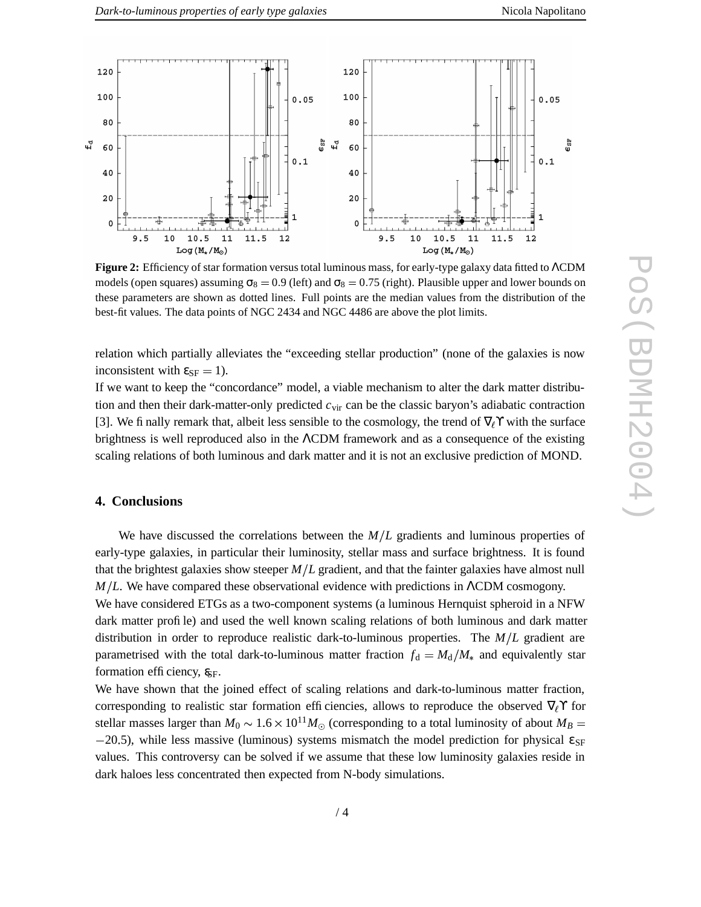**Figure 2:** Efficiency of star formation versus total luminous mass, for early-type galaxy data fitted to ΛCDM models (open squares) assuming $\sigma_8 = 0.9$ (left) and $\sigma_8 = 0.75$ (right). Plausible upper and lower bounds on these parameters are shown as dotted lines. Full points are the median values from the distribution of the best-fit values. The data points of NGC 2434 and NGC 4486 are above the plot limits.

relation which partially alleviates the "exceeding stellar production" (none of the galaxies is now inconsistent with $\varepsilon_{\rm SF} = 1$).

If we want to keep the "concordance" model, a viable mechanism to alter the dark matter distribution and then their dark-matter-only predicted $c_{\rm vir}$ can be the classic baryon's adiabatic contraction [3]. We finally remark that, albeit less sensible to the cosmology, the trend of $\nabla_\ell \Upsilon$ with the surface brightness is well reproduced also in the ΛCDM framework and as a consequence of the existing scaling relations of both luminous and dark matter and it is not an exclusive prediction of MOND.

## 4. Conclusions

We have discussed the correlations between the $M/L$ gradients and luminous properties of early-type galaxies, in particular their luminosity, stellar mass and surface brightness. It is found that the brightest galaxies show steeper $M/L$ gradient, and that the fainter galaxies have almost null $M/L$. We have compared these observational evidence with predictions in ΛCDM cosmogony.

We have considered ETGs as a two-component systems (a luminous Hernquist spheroid in a NFW dark matter profile) and used the well known scaling relations of both luminous and dark matter distribution in order to reproduce realistic dark-to-luminous properties. The $M/L$ gradient are parametrised with the total dark-to-luminous matter fraction $f_{\rm d} = M_{\rm d}/M_*$ and equivalently star formation efficiency, $\varepsilon_{\rm SF}$.

We have shown that the joined effect of scaling relations and dark-to-luminous matter fraction, corresponding to realistic star formation efficiencies, allows to reproduce the observed $\nabla_\ell \Upsilon$ for stellar masses larger than $M_0 \sim 1.6 \times 10^{11} M_\odot$ (corresponding to a total luminosity of about $M_B = -20.5$), while less massive (luminous) systems mismatch the model prediction for physical $\varepsilon_{\rm SF}$ values. This controversy can be solved if we assume that these low luminosity galaxies reside in dark haloes less concentrated then expected from N-body simulations.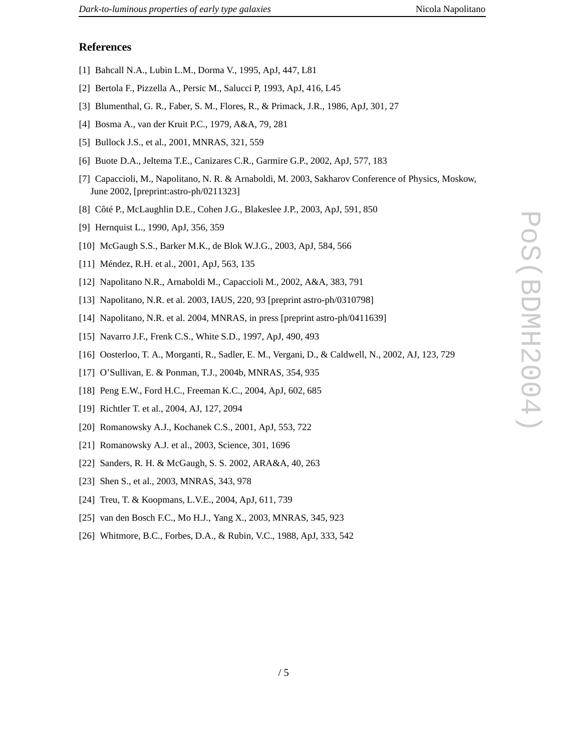## References

[1] Bahcall N.A., Lubin L.M., Dorma V., 1995, ApJ, 447, L81

[2] Bertola F., Pizzella A., Persic M., Salucci P, 1993, ApJ, 416, L45

[3] Blumenthal, G. R., Faber, S. M., Flores, R., & Primack, J.R., 1986, ApJ, 301, 27

[4] Bosma A., van der Kruit P.C., 1979, A&A, 79, 281

[5] Bullock J.S., et al., 2001, MNRAS, 321, 559

[6] Buote D.A., Jeltema T.E., Canizares C.R., Garmire G.P., 2002, ApJ, 577, 183

[7] Capaccioli, M., Napolitano, N. R. & Arnaboldi, M. 2003, Sakharov Conference of Physics, Moskow, June 2002, [preprint:astro-ph/0211323]

[8] Côté P., McLaughlin D.E., Cohen J.G., Blakeslee J.P., 2003, ApJ, 591, 850

[9] Hernquist L., 1990, ApJ, 356, 359

[10] McGaugh S.S., Barker M.K., de Blok W.J.G., 2003, ApJ, 584, 566

[11] Méndez, R.H. et al., 2001, ApJ, 563, 135

[12] Napolitano N.R., Arnaboldi M., Capaccioli M., 2002, A&A, 383, 791

[13] Napolitano, N.R. et al. 2003, IAUS, 220, 93 [preprint astro-ph/0310798]

[14] Napolitano, N.R. et al. 2004, MNRAS, in press [preprint astro-ph/0411639]

[15] Navarro J.F., Frenk C.S., White S.D., 1997, ApJ, 490, 493

[16] Oosterloo, T. A., Morganti, R., Sadler, E. M., Vergani, D., & Caldwell, N., 2002, AJ, 123, 729

[17] O'Sullivan, E. & Ponman, T.J., 2004b, MNRAS, 354, 935

[18] Peng E.W., Ford H.C., Freeman K.C., 2004, ApJ, 602, 685

[19] Richtler T. et al., 2004, AJ, 127, 2094

[20] Romanowsky A.J., Kochanek C.S., 2001, ApJ, 553, 722

[21] Romanowsky A.J. et al., 2003, Science, 301, 1696

[22] Sanders, R. H. & McGaugh, S. S. 2002, ARA&A, 40, 263

[23] Shen S., et al., 2003, MNRAS, 343, 978

[24] Treu, T. & Koopmans, L.V.E., 2004, ApJ, 611, 739

[25] van den Bosch F.C., Mo H.J., Yang X., 2003, MNRAS, 345, 923

[26] Whitmore, B.C., Forbes, D.A., & Rubin, V.C., 1988, ApJ, 333, 542